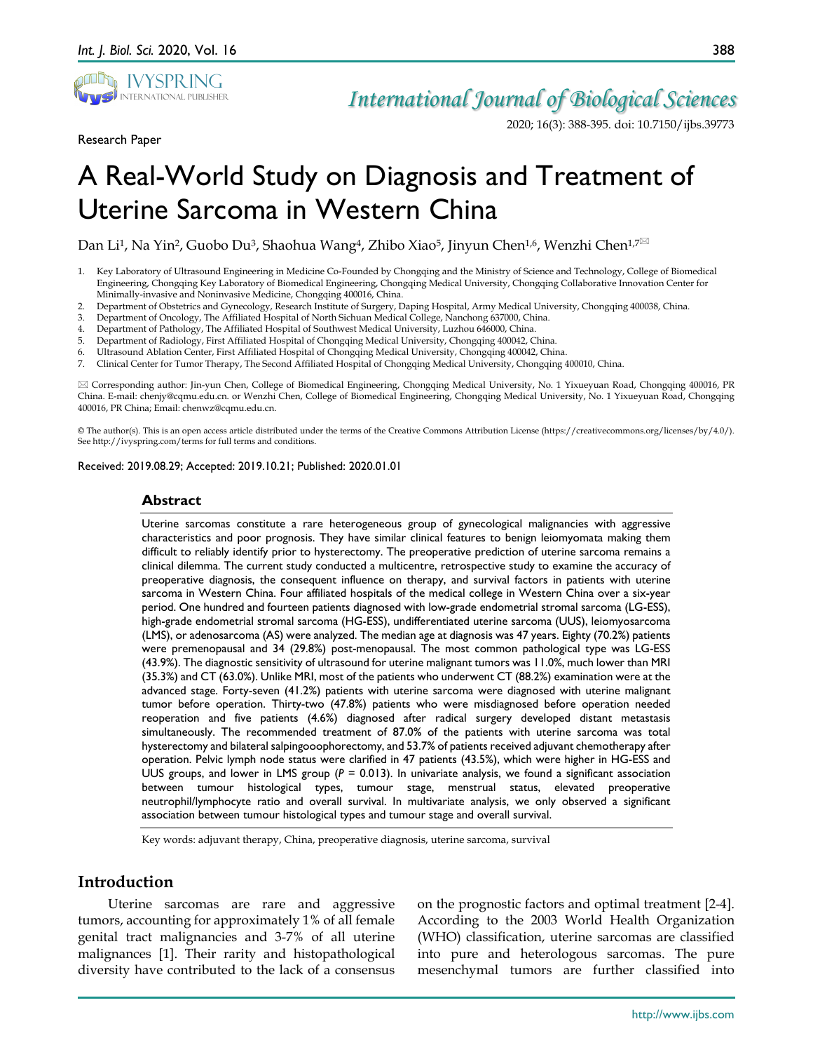Research Paper

# A Real-World Study on Diagnosis and Treatment of Uterine Sarcoma in Western China

Dan Li[1], Na Yin[2], Guobo Du[3], Shaohua Wang[4], Zhibo Xiao[5], Jinyun Chen[1,6], Wenzhi Chen[1,7]✉

1. Key Laboratory of Ultrasound Engineering in Medicine Co-Founded by Chongqing and the Ministry of Science and Technology, College of Biomedical Engineering, Chongqing Key Laboratory of Biomedical Engineering, Chongqing Medical University, Chongqing Collaborative Innovation Center for Minimally-invasive and Noninvasive Medicine, Chongqing 400016, China.
2. Department of Obstetrics and Gynecology, Research Institute of Surgery, Daping Hospital, Army Medical University, Chongqing 400038, China.
3. Department of Oncology, The Affiliated Hospital of North Sichuan Medical College, Nanchong 637000, China.
4. Department of Pathology, The Affiliated Hospital of Southwest Medical University, Luzhou 646000, China.
5. Department of Radiology, First Affiliated Hospital of Chongqing Medical University, Chongqing 400042, China.
6. Ultrasound Ablation Center, First Affiliated Hospital of Chongqing Medical University, Chongqing 400042, China.
7. Clinical Center for Tumor Therapy, The Second Affiliated Hospital of Chongqing Medical University, Chongqing 400010, China.

✉ Corresponding author: Jin-yun Chen, College of Biomedical Engineering, Chongqing Medical University, No. 1 Yixueyuan Road, Chongqing 400016, PR China. E-mail: chenjy@cqmu.edu.cn. or Wenzhi Chen, College of Biomedical Engineering, Chongqing Medical University, No. 1 Yixueyuan Road, Chongqing 400016, PR China; Email: chenwz@cqmu.edu.cn.

© The author(s). This is an open access article distributed under the terms of the Creative Commons Attribution License (https://creativecommons.org/licenses/by/4.0/). See http://ivyspring.com/terms for full terms and conditions.

Received: 2019.08.29; Accepted: 2019.10.21; Published: 2020.01.01

## Abstract

Uterine sarcomas constitute a rare heterogeneous group of gynecological malignancies with aggressive characteristics and poor prognosis. They have similar clinical features to benign leiomyomata making them difficult to reliably identify prior to hysterectomy. The preoperative prediction of uterine sarcoma remains a clinical dilemma. The current study conducted a multicentre, retrospective study to examine the accuracy of preoperative diagnosis, the consequent influence on therapy, and survival factors in patients with uterine sarcoma in Western China. Four affiliated hospitals of the medical college in Western China over a six-year period. One hundred and fourteen patients diagnosed with low-grade endometrial stromal sarcoma (LG-ESS), high-grade endometrial stromal sarcoma (HG-ESS), undifferentiated uterine sarcoma (UUS), leiomyosarcoma (LMS), or adenosarcoma (AS) were analyzed. The median age at diagnosis was 47 years. Eighty (70.2%) patients were premenopausal and 34 (29.8%) post-menopausal. The most common pathological type was LG-ESS (43.9%). The diagnostic sensitivity of ultrasound for uterine malignant tumors was 11.0%, much lower than MRI (35.3%) and CT (63.0%). Unlike MRI, most of the patients who underwent CT (88.2%) examination were at the advanced stage. Forty-seven (41.2%) patients with uterine sarcoma were diagnosed with uterine malignant tumor before operation. Thirty-two (47.8%) patients who were misdiagnosed before operation needed reoperation and five patients (4.6%) diagnosed after radical surgery developed distant metastasis simultaneously. The recommended treatment of 87.0% of the patients with uterine sarcoma was total hysterectomy and bilateral salpingooophorectomy, and 53.7% of patients received adjuvant chemotherapy after operation. Pelvic lymph node status were clarified in 47 patients (43.5%), which were higher in HG-ESS and UUS groups, and lower in LMS group ($P$ = 0.013). In univariate analysis, we found a significant association between tumour histological types, tumour stage, menstrual status, elevated preoperative neutrophil/lymphocyte ratio and overall survival. In multivariate analysis, we only observed a significant association between tumour histological types and tumour stage and overall survival.

Key words: adjuvant therapy, China, preoperative diagnosis, uterine sarcoma, survival

## Introduction

Uterine sarcomas are rare and aggressive tumors, accounting for approximately 1% of all female genital tract malignancies and 3-7% of all uterine malignances [1]. Their rarity and histopathological diversity have contributed to the lack of a consensus on the prognostic factors and optimal treatment [2-4]. According to the 2003 World Health Organization (WHO) classification, uterine sarcomas are classified into pure and heterologous sarcomas. The pure mesenchymal tumors are further classified into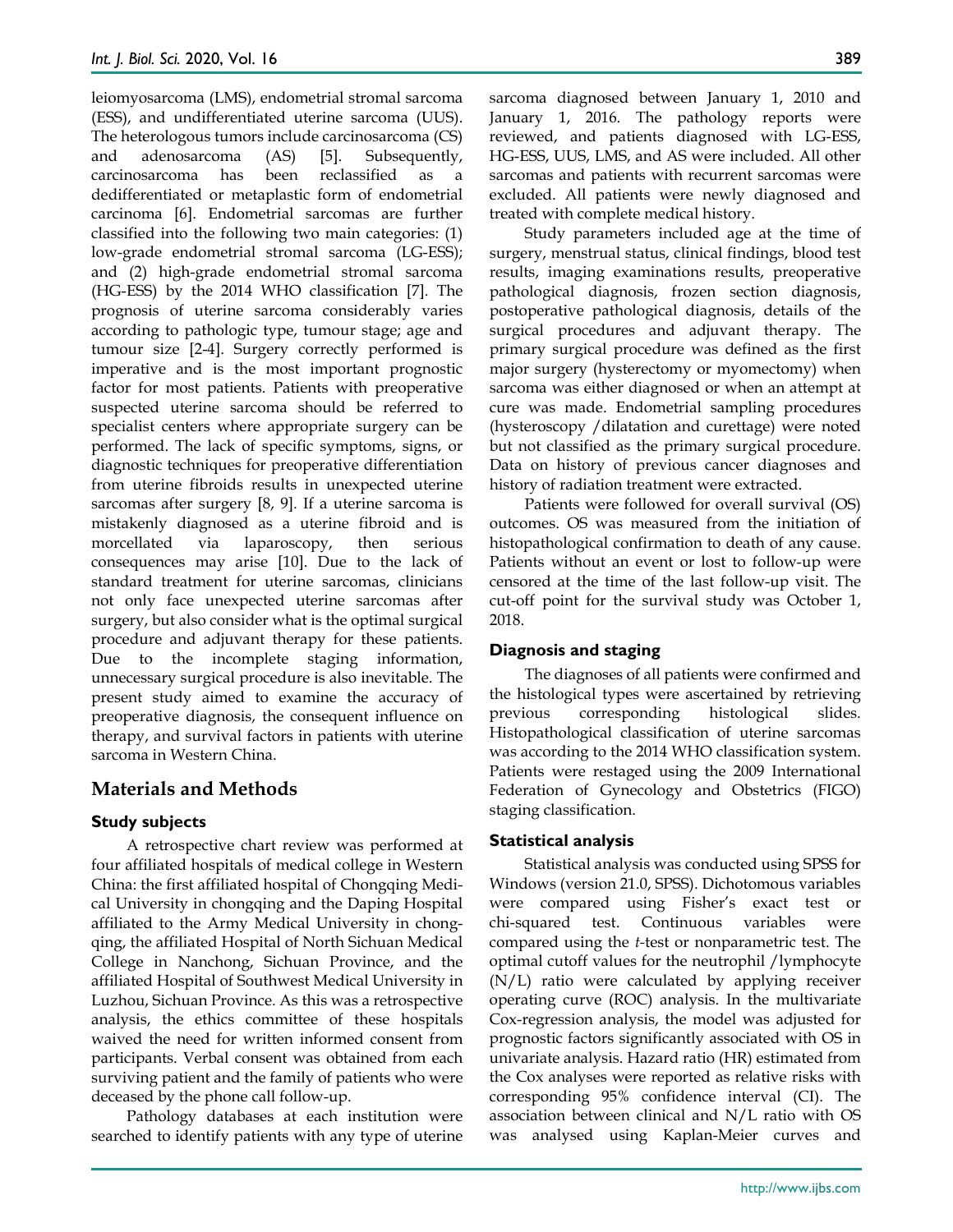leiomyosarcoma (LMS), endometrial stromal sarcoma (ESS), and undifferentiated uterine sarcoma (UUS). The heterologous tumors include carcinosarcoma (CS) and adenosarcoma (AS) [5]. Subsequently, carcinosarcoma has been reclassified as a dedifferentiated or metaplastic form of endometrial carcinoma [6]. Endometrial sarcomas are further classified into the following two main categories: (1) low-grade endometrial stromal sarcoma (LG-ESS); and (2) high-grade endometrial stromal sarcoma (HG-ESS) by the 2014 WHO classification [7]. The prognosis of uterine sarcoma considerably varies according to pathologic type, tumour stage; age and tumour size [2-4]. Surgery correctly performed is imperative and is the most important prognostic factor for most patients. Patients with preoperative suspected uterine sarcoma should be referred to specialist centers where appropriate surgery can be performed. The lack of specific symptoms, signs, or diagnostic techniques for preoperative differentiation from uterine fibroids results in unexpected uterine sarcomas after surgery [8, 9]. If a uterine sarcoma is mistakenly diagnosed as a uterine fibroid and is morcellated via laparoscopy, then serious consequences may arise [10]. Due to the lack of standard treatment for uterine sarcomas, clinicians not only face unexpected uterine sarcomas after surgery, but also consider what is the optimal surgical procedure and adjuvant therapy for these patients. Due to the incomplete staging information, unnecessary surgical procedure is also inevitable. The present study aimed to examine the accuracy of preoperative diagnosis, the consequent influence on therapy, and survival factors in patients with uterine sarcoma in Western China.

## Materials and Methods

### Study subjects

A retrospective chart review was performed at four affiliated hospitals of medical college in Western China: the first affiliated hospital of Chongqing Medical University in chongqing and the Daping Hospital affiliated to the Army Medical University in chongqing, the affiliated Hospital of North Sichuan Medical College in Nanchong, Sichuan Province, and the affiliated Hospital of Southwest Medical University in Luzhou, Sichuan Province. As this was a retrospective analysis, the ethics committee of these hospitals waived the need for written informed consent from participants. Verbal consent was obtained from each surviving patient and the family of patients who were deceased by the phone call follow-up.

Pathology databases at each institution were searched to identify patients with any type of uterine sarcoma diagnosed between January 1, 2010 and January 1, 2016. The pathology reports were reviewed, and patients diagnosed with LG-ESS, HG-ESS, UUS, LMS, and AS were included. All other sarcomas and patients with recurrent sarcomas were excluded. All patients were newly diagnosed and treated with complete medical history.

Study parameters included age at the time of surgery, menstrual status, clinical findings, blood test results, imaging examinations results, preoperative pathological diagnosis, frozen section diagnosis, postoperative pathological diagnosis, details of the surgical procedures and adjuvant therapy. The primary surgical procedure was defined as the first major surgery (hysterectomy or myomectomy) when sarcoma was either diagnosed or when an attempt at cure was made. Endometrial sampling procedures (hysteroscopy /dilatation and curettage) were noted but not classified as the primary surgical procedure. Data on history of previous cancer diagnoses and history of radiation treatment were extracted.

Patients were followed for overall survival (OS) outcomes. OS was measured from the initiation of histopathological confirmation to death of any cause. Patients without an event or lost to follow-up were censored at the time of the last follow-up visit. The cut-off point for the survival study was October 1, 2018.

### Diagnosis and staging

The diagnoses of all patients were confirmed and the histological types were ascertained by retrieving previous corresponding histological slides. Histopathological classification of uterine sarcomas was according to the 2014 WHO classification system. Patients were restaged using the 2009 International Federation of Gynecology and Obstetrics (FIGO) staging classification.

### Statistical analysis

Statistical analysis was conducted using SPSS for Windows (version 21.0, SPSS). Dichotomous variables were compared using Fisher's exact test or chi-squared test. Continuous variables were compared using the *t*-test or nonparametric test. The optimal cutoff values for the neutrophil /lymphocyte (N/L) ratio were calculated by applying receiver operating curve (ROC) analysis. In the multivariate Cox-regression analysis, the model was adjusted for prognostic factors significantly associated with OS in univariate analysis. Hazard ratio (HR) estimated from the Cox analyses were reported as relative risks with corresponding 95% confidence interval (CI). The association between clinical and N/L ratio with OS was analysed using Kaplan-Meier curves and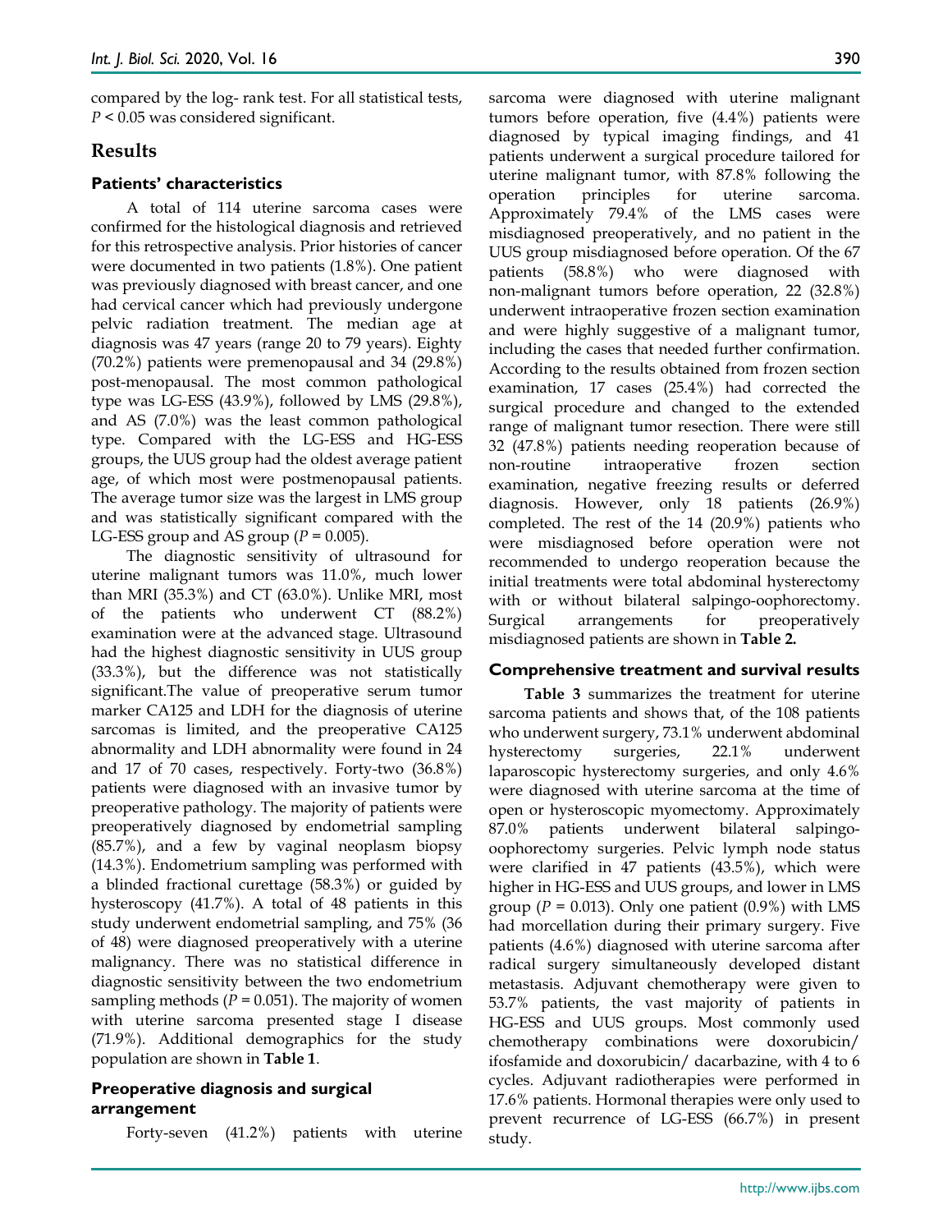compared by the log- rank test. For all statistical tests, $P < 0.05$ was considered significant.

## Results

### Patients' characteristics

A total of 114 uterine sarcoma cases were confirmed for the histological diagnosis and retrieved for this retrospective analysis. Prior histories of cancer were documented in two patients (1.8%). One patient was previously diagnosed with breast cancer, and one had cervical cancer which had previously undergone pelvic radiation treatment. The median age at diagnosis was 47 years (range 20 to 79 years). Eighty (70.2%) patients were premenopausal and 34 (29.8%) post-menopausal. The most common pathological type was LG-ESS (43.9%), followed by LMS (29.8%), and AS (7.0%) was the least common pathological type. Compared with the LG-ESS and HG-ESS groups, the UUS group had the oldest average patient age, of which most were postmenopausal patients. The average tumor size was the largest in LMS group and was statistically significant compared with the LG-ESS group and AS group ($P = 0.005$).

The diagnostic sensitivity of ultrasound for uterine malignant tumors was 11.0%, much lower than MRI (35.3%) and CT (63.0%). Unlike MRI, most of the patients who underwent CT (88.2%) examination were at the advanced stage. Ultrasound had the highest diagnostic sensitivity in UUS group (33.3%), but the difference was not statistically significant.The value of preoperative serum tumor marker CA125 and LDH for the diagnosis of uterine sarcomas is limited, and the preoperative CA125 abnormality and LDH abnormality were found in 24 and 17 of 70 cases, respectively. Forty-two (36.8%) patients were diagnosed with an invasive tumor by preoperative pathology. The majority of patients were preoperatively diagnosed by endometrial sampling (85.7%), and a few by vaginal neoplasm biopsy (14.3%). Endometrium sampling was performed with a blinded fractional curettage (58.3%) or guided by hysteroscopy (41.7%). A total of 48 patients in this study underwent endometrial sampling, and 75% (36 of 48) were diagnosed preoperatively with a uterine malignancy. There was no statistical difference in diagnostic sensitivity between the two endometrium sampling methods ($P = 0.051$). The majority of women with uterine sarcoma presented stage I disease (71.9%). Additional demographics for the study population are shown in **Table 1**.

### Preoperative diagnosis and surgical arrangement

Forty-seven (41.2%) patients with uterine sarcoma were diagnosed with uterine malignant tumors before operation, five (4.4%) patients were diagnosed by typical imaging findings, and 41 patients underwent a surgical procedure tailored for uterine malignant tumor, with 87.8% following the operation principles for uterine sarcoma. Approximately 79.4% of the LMS cases were misdiagnosed preoperatively, and no patient in the UUS group misdiagnosed before operation. Of the 67 patients (58.8%) who were diagnosed with non-malignant tumors before operation, 22 (32.8%) underwent intraoperative frozen section examination and were highly suggestive of a malignant tumor, including the cases that needed further confirmation. According to the results obtained from frozen section examination, 17 cases (25.4%) had corrected the surgical procedure and changed to the extended range of malignant tumor resection. There were still 32 (47.8%) patients needing reoperation because of non-routine intraoperative frozen section examination, negative freezing results or deferred diagnosis. However, only 18 patients (26.9%) completed. The rest of the 14 (20.9%) patients who were misdiagnosed before operation were not recommended to undergo reoperation because the initial treatments were total abdominal hysterectomy with or without bilateral salpingo-oophorectomy. Surgical arrangements for preoperatively misdiagnosed patients are shown in **Table 2.**

### Comprehensive treatment and survival results

**Table 3** summarizes the treatment for uterine sarcoma patients and shows that, of the 108 patients who underwent surgery, 73.1% underwent abdominal hysterectomy surgeries, 22.1% underwent laparoscopic hysterectomy surgeries, and only 4.6% were diagnosed with uterine sarcoma at the time of open or hysteroscopic myomectomy. Approximately 87.0% patients underwent bilateral salpingo-oophorectomy surgeries. Pelvic lymph node status were clarified in 47 patients (43.5%), which were higher in HG-ESS and UUS groups, and lower in LMS group ($P = 0.013$). Only one patient (0.9%) with LMS had morcellation during their primary surgery. Five patients (4.6%) diagnosed with uterine sarcoma after radical surgery simultaneously developed distant metastasis. Adjuvant chemotherapy were given to 53.7% patients, the vast majority of patients in HG-ESS and UUS groups. Most commonly used chemotherapy combinations were doxorubicin/ ifosfamide and doxorubicin/ dacarbazine, with 4 to 6 cycles. Adjuvant radiotherapies were performed in 17.6% patients. Hormonal therapies were only used to prevent recurrence of LG-ESS (66.7%) in present study.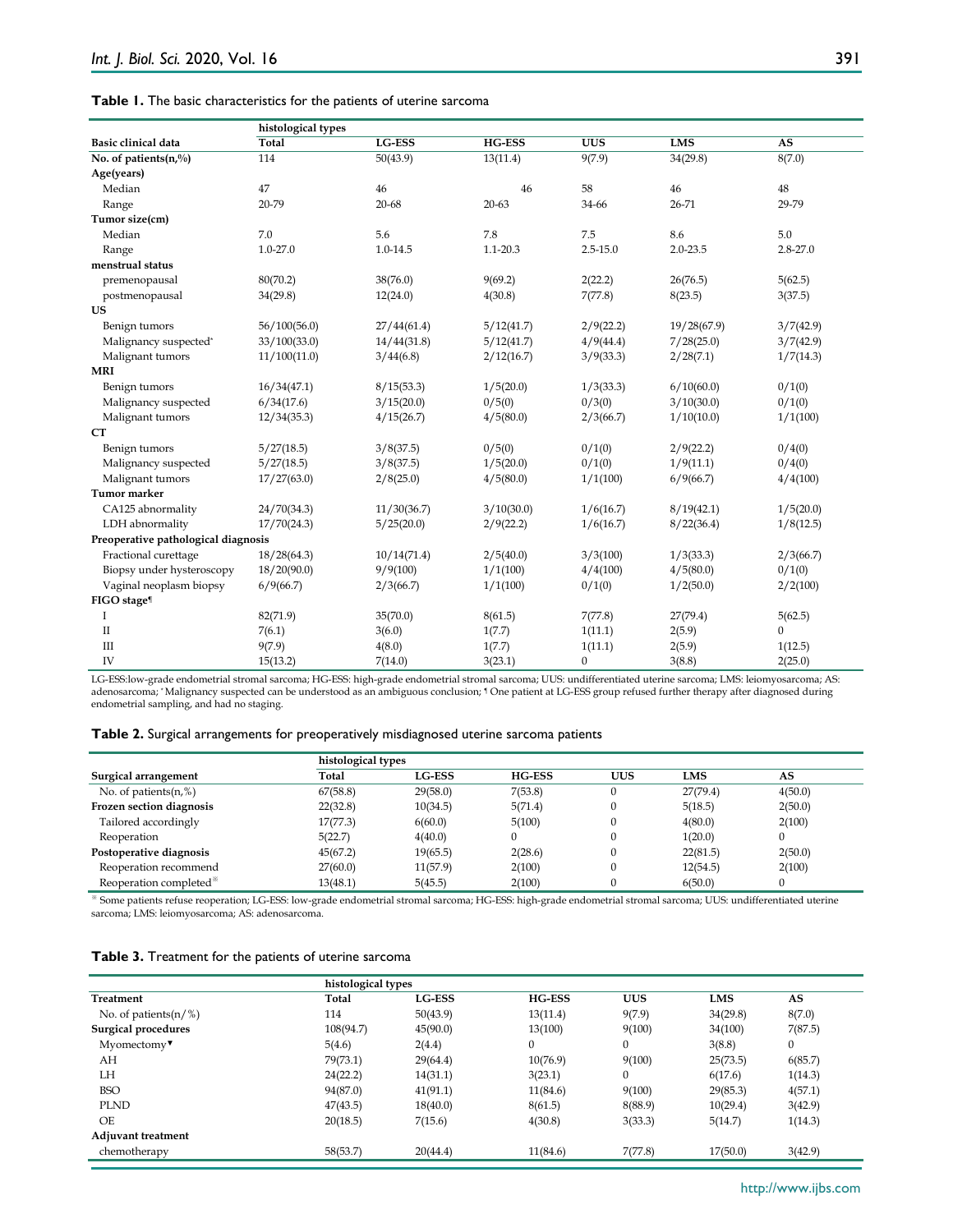**Table 1.** The basic characteristics for the patients of uterine sarcoma

| | histological types | | | | | |
|---|---|---|---|---|---|---|
| **Basic clinical data** | **Total** | **LG-ESS** | **HG-ESS** | **UUS** | **LMS** | **AS** |
| **No. of patients(n,%)** | 114 | 50(43.9) | 13(11.4) | 9(7.9) | 34(29.8) | 8(7.0) |
| **Age(years)** | | | | | | |
| Median | 47 | 46 | 46 | 58 | 46 | 48 |
| Range | 20-79 | 20-68 | 20-63 | 34-66 | 26-71 | 29-79 |
| **Tumor size(cm)** | | | | | | |
| Median | 7.0 | 5.6 | 7.8 | 7.5 | 8.6 | 5.0 |
| Range | 1.0-27.0 | 1.0-14.5 | 1.1-20.3 | 2.5-15.0 | 2.0-23.5 | 2.8-27.0 |
| **menstrual status** | | | | | | |
| premenopausal | 80(70.2) | 38(76.0) | 9(69.2) | 2(22.2) | 26(76.5) | 5(62.5) |
| postmenopausal | 34(29.8) | 12(24.0) | 4(30.8) | 7(77.8) | 8(23.5) | 3(37.5) |
| **US** | | | | | | |
| Benign tumors | 56/100(56.0) | 27/44(61.4) | 5/12(41.7) | 2/9(22.2) | 19/28(67.9) | 3/7(42.9) |
| Malignancy suspected* | 33/100(33.0) | 14/44(31.8) | 5/12(41.7) | 4/9(44.4) | 7/28(25.0) | 3/7(42.9) |
| Malignant tumors | 11/100(11.0) | 3/44(6.8) | 2/12(16.7) | 3/9(33.3) | 2/28(7.1) | 1/7(14.3) |
| **MRI** | | | | | | |
| Benign tumors | 16/34(47.1) | 8/15(53.3) | 1/5(20.0) | 1/3(33.3) | 6/10(60.0) | 0/1(0) |
| Malignancy suspected | 6/34(17.6) | 3/15(20.0) | 0/5(0) | 0/3(0) | 3/10(30.0) | 0/1(0) |
| Malignant tumors | 12/34(35.3) | 4/15(26.7) | 4/5(80.0) | 2/3(66.7) | 1/10(10.0) | 1/1(100) |
| **CT** | | | | | | |
| Benign tumors | 5/27(18.5) | 3/8(37.5) | 0/5(0) | 0/1(0) | 2/9(22.2) | 0/4(0) |
| Malignancy suspected | 5/27(18.5) | 3/8(37.5) | 1/5(20.0) | 0/1(0) | 1/9(11.1) | 0/4(0) |
| Malignant tumors | 17/27(63.0) | 2/8(25.0) | 4/5(80.0) | 1/1(100) | 6/9(66.7) | 4/4(100) |
| **Tumor marker** | | | | | | |
| CA125 abnormality | 24/70(34.3) | 11/30(36.7) | 3/10(30.0) | 1/6(16.7) | 8/19(42.1) | 1/5(20.0) |
| LDH abnormality | 17/70(24.3) | 5/25(20.0) | 2/9(22.2) | 1/6(16.7) | 8/22(36.4) | 1/8(12.5) |
| **Preoperative pathological diagnosis** | | | | | | |
| Fractional curettage | 18/28(64.3) | 10/14(71.4) | 2/5(40.0) | 3/3(100) | 1/3(33.3) | 2/3(66.7) |
| Biopsy under hysteroscopy | 18/20(90.0) | 9/9(100) | 1/1(100) | 4/4(100) | 4/5(80.0) | 0/1(0) |
| Vaginal neoplasm biopsy | 6/9(66.7) | 2/3(66.7) | 1/1(100) | 0/1(0) | 1/2(50.0) | 2/2(100) |
| **FIGO stage¶** | | | | | | |
| I | 82(71.9) | 35(70.0) | 8(61.5) | 7(77.8) | 27(79.4) | 5(62.5) |
| II | 7(6.1) | 3(6.0) | 1(7.7) | 1(11.1) | 2(5.9) | 0 |
| III | 9(7.9) | 4(8.0) | 1(7.7) | 1(11.1) | 2(5.9) | 1(12.5) |
| IV | 15(13.2) | 7(14.0) | 3(23.1) | 0 | 3(8.8) | 2(25.0) |

LG-ESS:low-grade endometrial stromal sarcoma; HG-ESS: high-grade endometrial stromal sarcoma; UUS: undifferentiated uterine sarcoma; LMS: leiomyosarcoma; AS: adenosarcoma; *Malignancy suspected can be understood as an ambiguous conclusion; ¶ One patient at LG-ESS group refused further therapy after diagnosed during endometrial sampling, and had no staging.

**Table 2.** Surgical arrangements for preoperatively misdiagnosed uterine sarcoma patients

| | histological types | | | | | |
|---|---|---|---|---|---|---|
| **Surgical arrangement** | **Total** | **LG-ESS** | **HG-ESS** | **UUS** | **LMS** | **AS** |
| No. of patients(n,%) | 67(58.8) | 29(58.0) | 7(53.8) | 0 | 27(79.4) | 4(50.0) |
| **Frozen section diagnosis** | 22(32.8) | 10(34.5) | 5(71.4) | 0 | 5(18.5) | 2(50.0) |
| Tailored accordingly | 17(77.3) | 6(60.0) | 5(100) | 0 | 4(80.0) | 2(100) |
| Reoperation | 5(22.7) | 4(40.0) | 0 | 0 | 1(20.0) | 0 |
| **Postoperative diagnosis** | 45(67.2) | 19(65.5) | 2(28.6) | 0 | 22(81.5) | 2(50.0) |
| Reoperation recommend | 27(60.0) | 11(57.9) | 2(100) | 0 | 12(54.5) | 2(100) |
| Reoperation completed※ | 13(48.1) | 5(45.5) | 2(100) | 0 | 6(50.0) | 0 |

※ Some patients refuse reoperation; LG-ESS: low-grade endometrial stromal sarcoma; HG-ESS: high-grade endometrial stromal sarcoma; UUS: undifferentiated uterine sarcoma; LMS: leiomyosarcoma; AS: adenosarcoma.

**Table 3.** Treatment for the patients of uterine sarcoma

| | histological types | | | | | |
|---|---|---|---|---|---|---|
| **Treatment** | **Total** | **LG-ESS** | **HG-ESS** | **UUS** | **LMS** | **AS** |
| No. of patients(n/%) | 114 | 50(43.9) | 13(11.4) | 9(7.9) | 34(29.8) | 8(7.0) |
| **Surgical procedures** | 108(94.7) | 45(90.0) | 13(100) | 9(100) | 34(100) | 7(87.5) |
| Myomectomy▼ | 5(4.6) | 2(4.4) | 0 | 0 | 3(8.8) | 0 |
| AH | 79(73.1) | 29(64.4) | 10(76.9) | 9(100) | 25(73.5) | 6(85.7) |
| LH | 24(22.2) | 14(31.1) | 3(23.1) | 0 | 6(17.6) | 1(14.3) |
| BSO | 94(87.0) | 41(91.1) | 11(84.6) | 9(100) | 29(85.3) | 4(57.1) |
| PLND | 47(43.5) | 18(40.0) | 8(61.5) | 8(88.9) | 10(29.4) | 3(42.9) |
| OE | 20(18.5) | 7(15.6) | 4(30.8) | 3(33.3) | 5(14.7) | 1(14.3) |
| **Adjuvant treatment** | | | | | | |
| chemotherapy | 58(53.7) | 20(44.4) | 11(84.6) | 7(77.8) | 17(50.0) | 3(42.9) |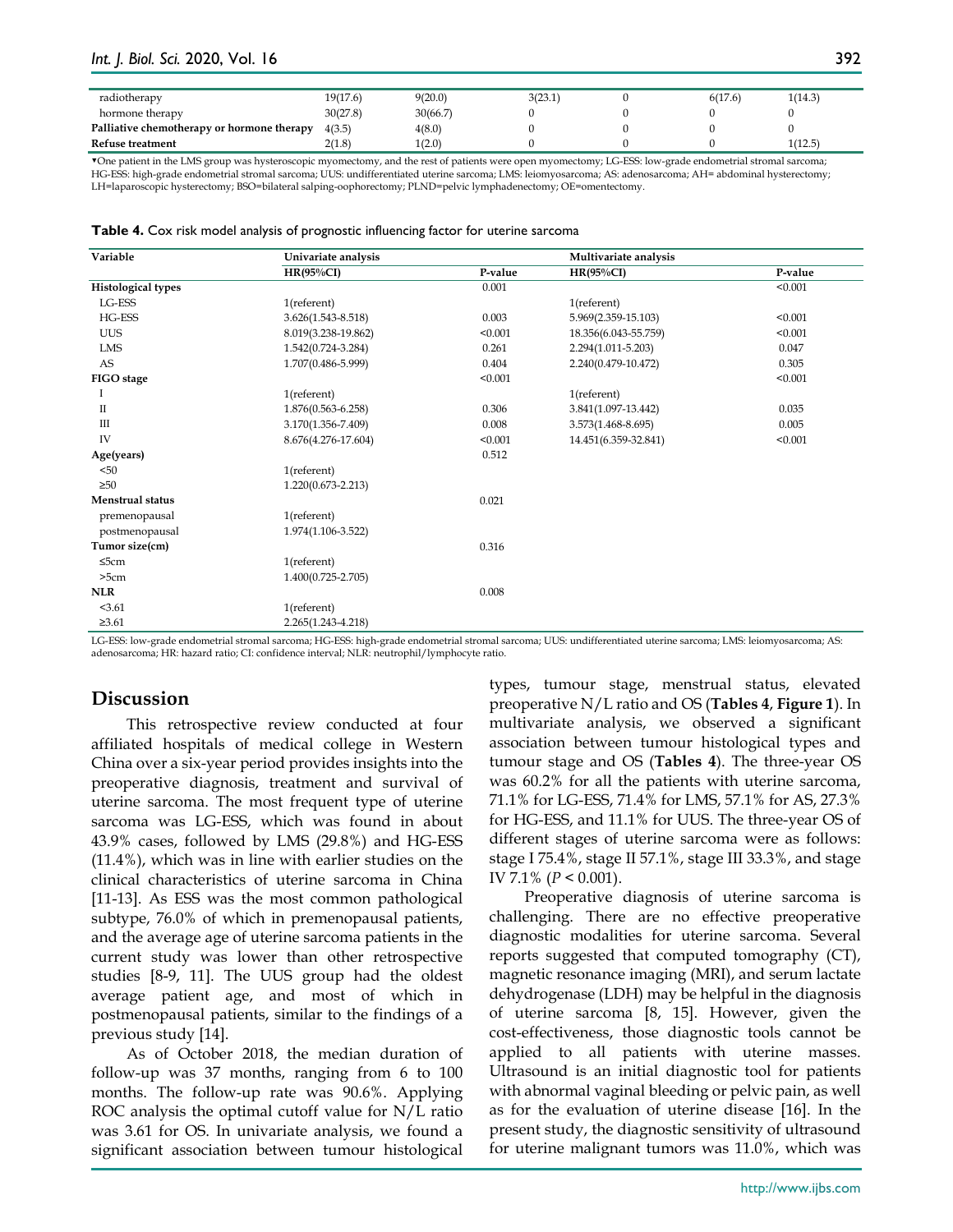| radiotherapy | 19(17.6) | 9(20.0) | 3(23.1) | 0 | 6(17.6) | 1(14.3) |
|---|---|---|---|---|---|---|
| hormone therapy | 30(27.8) | 30(66.7) | 0 | 0 | 0 | 0 |
| **Palliative chemotherapy or hormone therapy** | 4(3.5) | 4(8.0) | 0 | 0 | 0 | 0 |
| **Refuse treatment** | 2(1.8) | 1(2.0) | 0 | 0 | 0 | 1(12.5) |

▼One patient in the LMS group was hysteroscopic myomectomy, and the rest of patients were open myomectomy; LG-ESS: low-grade endometrial stromal sarcoma; HG-ESS: high-grade endometrial stromal sarcoma; UUS: undifferentiated uterine sarcoma; LMS: leiomyosarcoma; AS: adenosarcoma; AH= abdominal hysterectomy; LH=laparoscopic hysterectomy; BSO=bilateral salping-oophorectomy; PLND=pelvic lymphadenectomy; OE=omentectomy.

**Table 4.** Cox risk model analysis of prognostic influencing factor for uterine sarcoma

| Variable | Univariate analysis | | Multivariate analysis | |
|---|---|---|---|---|
| | HR(95%CI) | P-value | HR(95%CI) | P-value |
| **Histological types** | | 0.001 | | <0.001 |
| LG-ESS | 1(referent) | | 1(referent) | |
| HG-ESS | 3.626(1.543-8.518) | 0.003 | 5.969(2.359-15.103) | <0.001 |
| UUS | 8.019(3.238-19.862) | <0.001 | 18.356(6.043-55.759) | <0.001 |
| LMS | 1.542(0.724-3.284) | 0.261 | 2.294(1.011-5.203) | 0.047 |
| AS | 1.707(0.486-5.999) | 0.404 | 2.240(0.479-10.472) | 0.305 |
| **FIGO stage** | | <0.001 | | <0.001 |
| I | 1(referent) | | 1(referent) | |
| II | 1.876(0.563-6.258) | 0.306 | 3.841(1.097-13.442) | 0.035 |
| III | 3.170(1.356-7.409) | 0.008 | 3.573(1.468-8.695) | 0.005 |
| IV | 8.676(4.276-17.604) | <0.001 | 14.451(6.359-32.841) | <0.001 |
| **Age(years)** | | 0.512 | | |
| <50 | 1(referent) | | | |
| ≥50 | 1.220(0.673-2.213) | | | |
| **Menstrual status** | | 0.021 | | |
| premenopausal | 1(referent) | | | |
| postmenopausal | 1.974(1.106-3.522) | | | |
| **Tumor size(cm)** | | 0.316 | | |
| ≤5cm | 1(referent) | | | |
| >5cm | 1.400(0.725-2.705) | | | |
| **NLR** | | 0.008 | | |
| <3.61 | 1(referent) | | | |
| ≥3.61 | 2.265(1.243-4.218) | | | |

LG-ESS: low-grade endometrial stromal sarcoma; HG-ESS: high-grade endometrial stromal sarcoma; UUS: undifferentiated uterine sarcoma; LMS: leiomyosarcoma; AS: adenosarcoma; HR: hazard ratio; CI: confidence interval; NLR: neutrophil/lymphocyte ratio.

## Discussion

This retrospective review conducted at four affiliated hospitals of medical college in Western China over a six-year period provides insights into the preoperative diagnosis, treatment and survival of uterine sarcoma. The most frequent type of uterine sarcoma was LG-ESS, which was found in about 43.9% cases, followed by LMS (29.8%) and HG-ESS (11.4%), which was in line with earlier studies on the clinical characteristics of uterine sarcoma in China [11-13]. As ESS was the most common pathological subtype, 76.0% of which in premenopausal patients, and the average age of uterine sarcoma patients in the current study was lower than other retrospective studies [8-9, 11]. The UUS group had the oldest average patient age, and most of which in postmenopausal patients, similar to the findings of a previous study [14].

As of October 2018, the median duration of follow-up was 37 months, ranging from 6 to 100 months. The follow-up rate was 90.6%. Applying ROC analysis the optimal cutoff value for N/L ratio was 3.61 for OS. In univariate analysis, we found a significant association between tumour histological types, tumour stage, menstrual status, elevated preoperative N/L ratio and OS (**Tables 4**, **Figure 1**). In multivariate analysis, we observed a significant association between tumour histological types and tumour stage and OS (**Tables 4**). The three-year OS was 60.2% for all the patients with uterine sarcoma, 71.1% for LG-ESS, 71.4% for LMS, 57.1% for AS, 27.3% for HG-ESS, and 11.1% for UUS. The three-year OS of different stages of uterine sarcoma were as follows: stage I 75.4%, stage II 57.1%, stage III 33.3%, and stage IV 7.1% ($P < 0.001$).

Preoperative diagnosis of uterine sarcoma is challenging. There are no effective preoperative diagnostic modalities for uterine sarcoma. Several reports suggested that computed tomography (CT), magnetic resonance imaging (MRI), and serum lactate dehydrogenase (LDH) may be helpful in the diagnosis of uterine sarcoma [8, 15]. However, given the cost-effectiveness, those diagnostic tools cannot be applied to all patients with uterine masses. Ultrasound is an initial diagnostic tool for patients with abnormal vaginal bleeding or pelvic pain, as well as for the evaluation of uterine disease [16]. In the present study, the diagnostic sensitivity of ultrasound for uterine malignant tumors was 11.0%, which was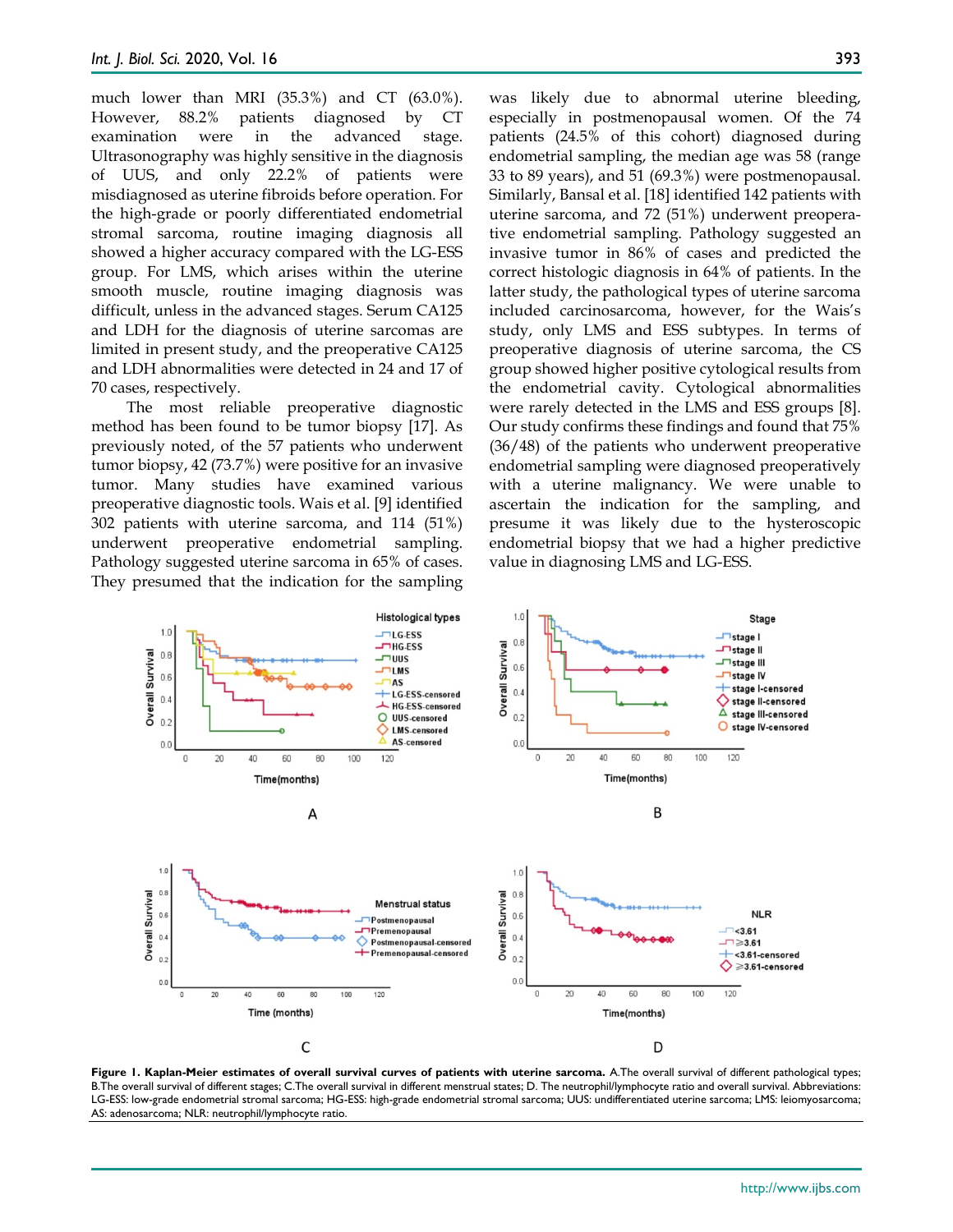much lower than MRI (35.3%) and CT (63.0%). However, 88.2% patients diagnosed by CT examination were in the advanced stage. Ultrasonography was highly sensitive in the diagnosis of UUS, and only 22.2% of patients were misdiagnosed as uterine fibroids before operation. For the high-grade or poorly differentiated endometrial stromal sarcoma, routine imaging diagnosis all showed a higher accuracy compared with the LG-ESS group. For LMS, which arises within the uterine smooth muscle, routine imaging diagnosis was difficult, unless in the advanced stages. Serum CA125 and LDH for the diagnosis of uterine sarcomas are limited in present study, and the preoperative CA125 and LDH abnormalities were detected in 24 and 17 of 70 cases, respectively.

The most reliable preoperative diagnostic method has been found to be tumor biopsy [17]. As previously noted, of the 57 patients who underwent tumor biopsy, 42 (73.7%) were positive for an invasive tumor. Many studies have examined various preoperative diagnostic tools. Wais et al. [9] identified 302 patients with uterine sarcoma, and 114 (51%) underwent preoperative endometrial sampling. Pathology suggested uterine sarcoma in 65% of cases. They presumed that the indication for the sampling was likely due to abnormal uterine bleeding, especially in postmenopausal women. Of the 74 patients (24.5% of this cohort) diagnosed during endometrial sampling, the median age was 58 (range 33 to 89 years), and 51 (69.3%) were postmenopausal. Similarly, Bansal et al. [18] identified 142 patients with uterine sarcoma, and 72 (51%) underwent preoperative endometrial sampling. Pathology suggested an invasive tumor in 86% of cases and predicted the correct histologic diagnosis in 64% of patients. In the latter study, the pathological types of uterine sarcoma included carcinosarcoma, however, for the Wais's study, only LMS and ESS subtypes. In terms of preoperative diagnosis of uterine sarcoma, the CS group showed higher positive cytological results from the endometrial cavity. Cytological abnormalities were rarely detected in the LMS and ESS groups [8]. Our study confirms these findings and found that 75% (36/48) of the patients who underwent preoperative endometrial sampling were diagnosed preoperatively with a uterine malignancy. We were unable to ascertain the indication for the sampling, and presume it was likely due to the hysteroscopic endometrial biopsy that we had a higher predictive value in diagnosing LMS and LG-ESS.

**Figure 1. Kaplan-Meier estimates of overall survival curves of patients with uterine sarcoma.** A.The overall survival of different pathological types; B.The overall survival of different stages; C.The overall survival in different menstrual states; D. The neutrophil/lymphocyte ratio and overall survival. Abbreviations: LG-ESS: low-grade endometrial stromal sarcoma; HG-ESS: high-grade endometrial stromal sarcoma; UUS: undifferentiated uterine sarcoma; LMS: leiomyosarcoma; AS: adenosarcoma; NLR: neutrophil/lymphocyte ratio.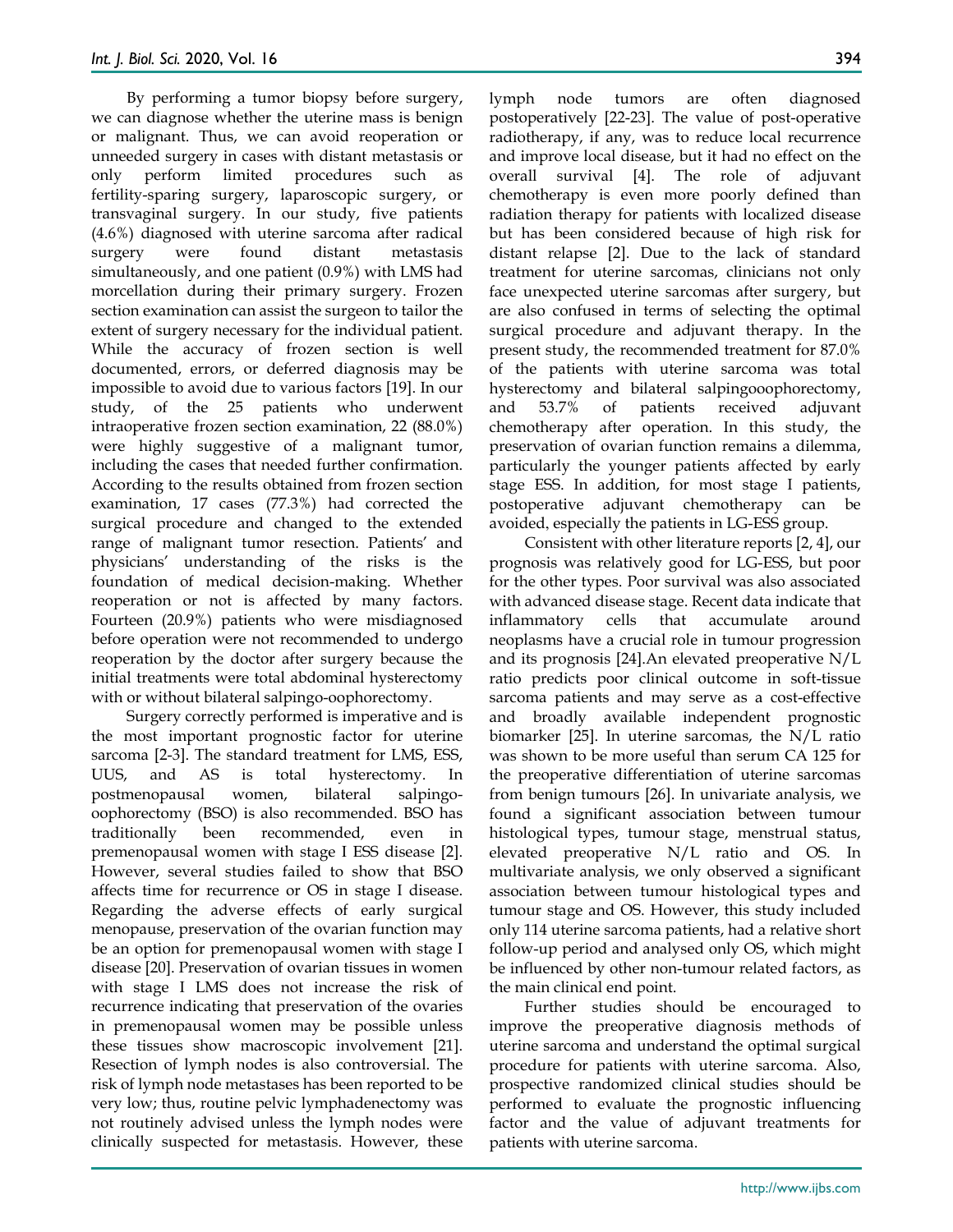By performing a tumor biopsy before surgery, we can diagnose whether the uterine mass is benign or malignant. Thus, we can avoid reoperation or unneeded surgery in cases with distant metastasis or only perform limited procedures such as fertility-sparing surgery, laparoscopic surgery, or transvaginal surgery. In our study, five patients (4.6%) diagnosed with uterine sarcoma after radical surgery were found distant metastasis simultaneously, and one patient (0.9%) with LMS had morcellation during their primary surgery. Frozen section examination can assist the surgeon to tailor the extent of surgery necessary for the individual patient. While the accuracy of frozen section is well documented, errors, or deferred diagnosis may be impossible to avoid due to various factors [19]. In our study, of the 25 patients who underwent intraoperative frozen section examination, 22 (88.0%) were highly suggestive of a malignant tumor, including the cases that needed further confirmation. According to the results obtained from frozen section examination, 17 cases (77.3%) had corrected the surgical procedure and changed to the extended range of malignant tumor resection. Patients' and physicians' understanding of the risks is the foundation of medical decision-making. Whether reoperation or not is affected by many factors. Fourteen (20.9%) patients who were misdiagnosed before operation were not recommended to undergo reoperation by the doctor after surgery because the initial treatments were total abdominal hysterectomy with or without bilateral salpingo-oophorectomy.

Surgery correctly performed is imperative and is the most important prognostic factor for uterine sarcoma [2-3]. The standard treatment for LMS, ESS, UUS, and AS is total hysterectomy. In postmenopausal women, bilateral salpingo-oophorectomy (BSO) is also recommended. BSO has traditionally been recommended, even in premenopausal women with stage I ESS disease [2]. However, several studies failed to show that BSO affects time for recurrence or OS in stage I disease. Regarding the adverse effects of early surgical menopause, preservation of the ovarian function may be an option for premenopausal women with stage I disease [20]. Preservation of ovarian tissues in women with stage I LMS does not increase the risk of recurrence indicating that preservation of the ovaries in premenopausal women may be possible unless these tissues show macroscopic involvement [21]. Resection of lymph nodes is also controversial. The risk of lymph node metastases has been reported to be very low; thus, routine pelvic lymphadenectomy was not routinely advised unless the lymph nodes were clinically suspected for metastasis. However, these lymph node tumors are often diagnosed postoperatively [22-23]. The value of post-operative radiotherapy, if any, was to reduce local recurrence and improve local disease, but it had no effect on the overall survival [4]. The role of adjuvant chemotherapy is even more poorly defined than radiation therapy for patients with localized disease but has been considered because of high risk for distant relapse [2]. Due to the lack of standard treatment for uterine sarcomas, clinicians not only face unexpected uterine sarcomas after surgery, but are also confused in terms of selecting the optimal surgical procedure and adjuvant therapy. In the present study, the recommended treatment for 87.0% of the patients with uterine sarcoma was total hysterectomy and bilateral salpingooophorectomy, and 53.7% of patients received adjuvant chemotherapy after operation. In this study, the preservation of ovarian function remains a dilemma, particularly the younger patients affected by early stage ESS. In addition, for most stage I patients, postoperative adjuvant chemotherapy can be avoided, especially the patients in LG-ESS group.

Consistent with other literature reports [2, 4], our prognosis was relatively good for LG-ESS, but poor for the other types. Poor survival was also associated with advanced disease stage. Recent data indicate that inflammatory cells that accumulate around neoplasms have a crucial role in tumour progression and its prognosis [24].An elevated preoperative N/L ratio predicts poor clinical outcome in soft-tissue sarcoma patients and may serve as a cost-effective and broadly available independent prognostic biomarker [25]. In uterine sarcomas, the N/L ratio was shown to be more useful than serum CA 125 for the preoperative differentiation of uterine sarcomas from benign tumours [26]. In univariate analysis, we found a significant association between tumour histological types, tumour stage, menstrual status, elevated preoperative N/L ratio and OS. In multivariate analysis, we only observed a significant association between tumour histological types and tumour stage and OS. However, this study included only 114 uterine sarcoma patients, had a relative short follow-up period and analysed only OS, which might be influenced by other non-tumour related factors, as the main clinical end point.

Further studies should be encouraged to improve the preoperative diagnosis methods of uterine sarcoma and understand the optimal surgical procedure for patients with uterine sarcoma. Also, prospective randomized clinical studies should be performed to evaluate the prognostic influencing factor and the value of adjuvant treatments for patients with uterine sarcoma.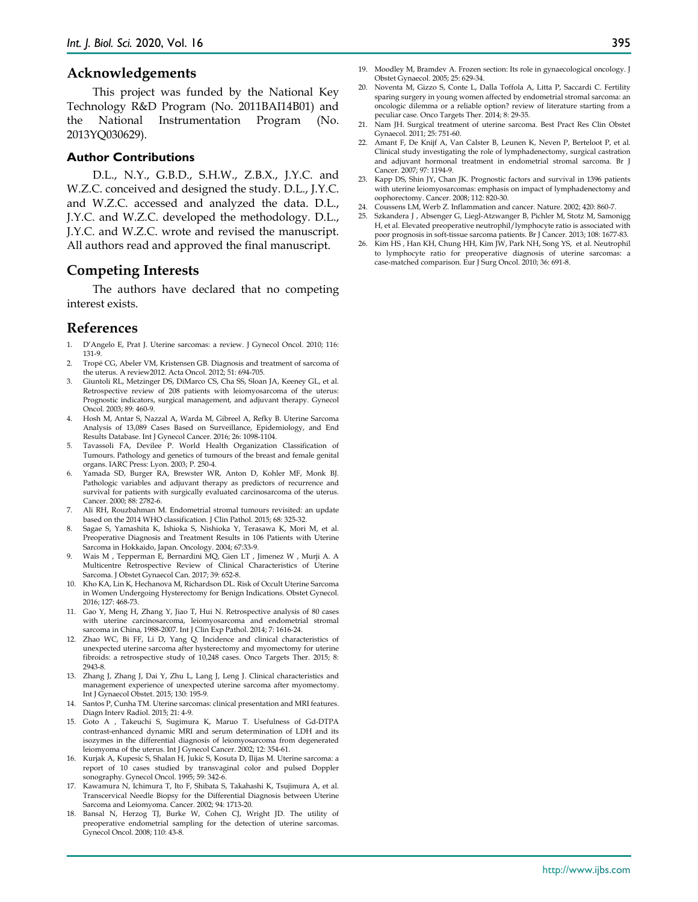## Acknowledgements

This project was funded by the National Key Technology R&D Program (No. 2011BAI14B01) and the National Instrumentation Program (No. 2013YQ030629).

### Author Contributions

D.L., N.Y., G.B.D., S.H.W., Z.B.X., J.Y.C. and W.Z.C. conceived and designed the study. D.L., J.Y.C. and W.Z.C. accessed and analyzed the data. D.L., J.Y.C. and W.Z.C. developed the methodology. D.L., J.Y.C. and W.Z.C. wrote and revised the manuscript. All authors read and approved the final manuscript.

## Competing Interests

The authors have declared that no competing interest exists.

## References

1. D'Angelo E, Prat J. Uterine sarcomas: a review. J Gynecol Oncol. 2010; 116: 131-9.
2. Tropé CG, Abeler VM, Kristensen GB. Diagnosis and treatment of sarcoma of the uterus. A review2012. Acta Oncol. 2012; 51: 694-705.
3. Giuntoli RL, Metzinger DS, DiMarco CS, Cha SS, Sloan JA, Keeney GL, et al. Retrospective review of 208 patients with leiomyosarcoma of the uterus: Prognostic indicators, surgical management, and adjuvant therapy. Gynecol Oncol. 2003; 89: 460-9.
4. Hosh M, Antar S, Nazzal A, Warda M, Gibreel A, Refky B. Uterine Sarcoma Analysis of 13,089 Cases Based on Surveillance, Epidemiology, and End Results Database. Int J Gynecol Cancer. 2016; 26: 1098-1104.
5. Tavassoli FA, Devilee P. World Health Organization Classification of Tumours. Pathology and genetics of tumours of the breast and female genital organs. IARC Press: Lyon. 2003; P. 250-4.
6. Yamada SD, Burger RA, Brewster WR, Anton D, Kohler MF, Monk BJ. Pathologic variables and adjuvant therapy as predictors of recurrence and survival for patients with surgically evaluated carcinosarcoma of the uterus. Cancer. 2000; 88: 2782-6.
7. Ali RH, Rouzbahman M. Endometrial stromal tumours revisited: an update based on the 2014 WHO classification. J Clin Pathol. 2015; 68: 325-32.
8. Sagae S, Yamashita K, Ishioka S, Nishioka Y, Terasawa K, Mori M, et al. Preoperative Diagnosis and Treatment Results in 106 Patients with Uterine Sarcoma in Hokkaido, Japan. Oncology. 2004; 67:33-9.
9. Wais M , Tepperman E, Bernardini MQ, Gien LT , Jimenez W , Murji A. A Multicentre Retrospective Review of Clinical Characteristics of Uterine Sarcoma. J Obstet Gynaecol Can. 2017; 39: 652-8.
10. Kho KA, Lin K, Hechanova M, Richardson DL. Risk of Occult Uterine Sarcoma in Women Undergoing Hysterectomy for Benign Indications. Obstet Gynecol. 2016; 127: 468-73.
11. Gao Y, Meng H, Zhang Y, Jiao T, Hui N. Retrospective analysis of 80 cases with uterine carcinosarcoma, leiomyosarcoma and endometrial stromal sarcoma in China, 1988-2007. Int J Clin Exp Pathol. 2014; 7: 1616-24.
12. Zhao WC, Bi FF, Li D, Yang Q. Incidence and clinical characteristics of unexpected uterine sarcoma after hysterectomy and myomectomy for uterine fibroids: a retrospective study of 10,248 cases. Onco Targets Ther. 2015; 8: 2943-8.
13. Zhang J, Zhang J, Dai Y, Zhu L, Lang J, Leng J. Clinical characteristics and management experience of unexpected uterine sarcoma after myomectomy. Int J Gynaecol Obstet. 2015; 130: 195-9.
14. Santos P, Cunha TM. Uterine sarcomas: clinical presentation and MRI features. Diagn Interv Radiol. 2015; 21: 4-9.
15. Goto A , Takeuchi S, Sugimura K, Maruo T. Usefulness of Gd-DTPA contrast-enhanced dynamic MRI and serum determination of LDH and its isozymes in the differential diagnosis of leiomyosarcoma from degenerated leiomyoma of the uterus. Int J Gynecol Cancer. 2002; 12: 354-61.
16. Kurjak A, Kupesic S, Shalan H, Jukic S, Kosuta D, Ilijas M. Uterine sarcoma: a report of 10 cases studied by transvaginal color and pulsed Doppler sonography. Gynecol Oncol. 1995; 59: 342-6.
17. Kawamura N, Ichimura T, Ito F, Shibata S, Takahashi K, Tsujimura A, et al. Transcervical Needle Biopsy for the Differential Diagnosis between Uterine Sarcoma and Leiomyoma. Cancer. 2002; 94: 1713-20.
18. Bansal N, Herzog TJ, Burke W, Cohen CJ, Wright JD. The utility of preoperative endometrial sampling for the detection of uterine sarcomas. Gynecol Oncol. 2008; 110: 43-8.
19. Moodley M, Bramdev A. Frozen section: Its role in gynaecological oncology. J Obstet Gynaecol. 2005; 25: 629-34.
20. Noventa M, Gizzo S, Conte L, Dalla Toffola A, Litta P, Saccardi C. Fertility sparing surgery in young women affected by endometrial stromal sarcoma: an oncologic dilemma or a reliable option? review of literature starting from a peculiar case. Onco Targets Ther. 2014; 8: 29-35.
21. Nam JH. Surgical treatment of uterine sarcoma. Best Pract Res Clin Obstet Gynaecol. 2011; 25: 751-60.
22. Amant F, De Knijf A, Van Calster B, Leunen K, Neven P, Berteloot P, et al. Clinical study investigating the role of lymphadenectomy, surgical castration and adjuvant hormonal treatment in endometrial stromal sarcoma. Br J Cancer. 2007; 97: 1194-9.
23. Kapp DS, Shin JY, Chan JK. Prognostic factors and survival in 1396 patients with uterine leiomyosarcomas: emphasis on impact of lymphadenectomy and oophorectomy. Cancer. 2008; 112: 820-30.
24. Coussens LM, Werb Z. Inflammation and cancer. Nature. 2002; 420: 860-7.
25. Szkandera J , Absenger G, Liegl-Atzwanger B, Pichler M, Stotz M, Samonigg H, et al. Elevated preoperative neutrophil/lymphocyte ratio is associated with poor prognosis in soft-tissue sarcoma patients. Br J Cancer. 2013; 108: 1677-83.
26. Kim HS , Han KH, Chung HH, Kim JW, Park NH, Song YS, et al. Neutrophil to lymphocyte ratio for preoperative diagnosis of uterine sarcomas: a case-matched comparison. Eur J Surg Oncol. 2010; 36: 691-8.